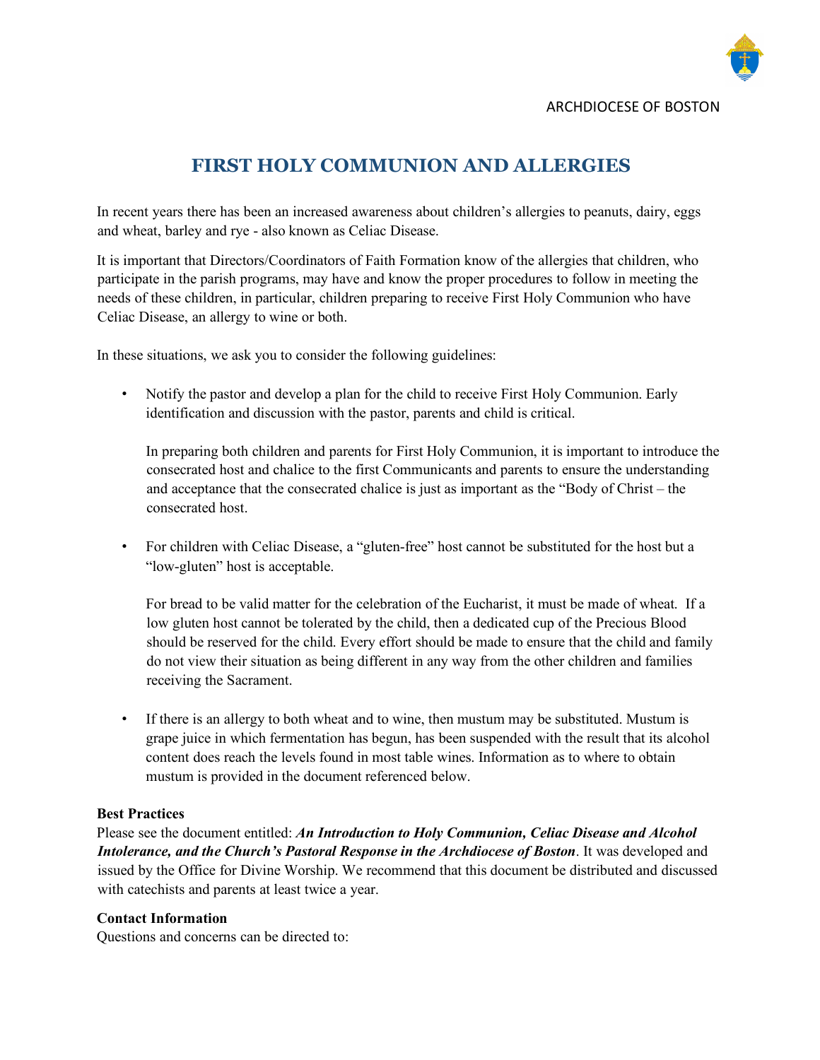ARCHDIOCESE OF BOSTON

# FIRST HOLY COMMUNION AND ALLERGIES

In recent years there has been an increased awareness about children's allergies to peanuts, dairy, eggs and wheat, barley and rye - also known as Celiac Disease.

It is important that Directors/Coordinators of Faith Formation know of the allergies that children, who participate in the parish programs, may have and know the proper procedures to follow in meeting the needs of these children, in particular, children preparing to receive First Holy Communion who have Celiac Disease, an allergy to wine or both.

In these situations, we ask you to consider the following guidelines:

- Notify the pastor and develop a plan for the child to receive First Holy Communion. Early identification and discussion with the pastor, parents and child is critical.

  In preparing both children and parents for First Holy Communion, it is important to introduce the consecrated host and chalice to the first Communicants and parents to ensure the understanding and acceptance that the consecrated chalice is just as important as the "Body of Christ – the consecrated host.

- For children with Celiac Disease, a "gluten-free" host cannot be substituted for the host but a "low-gluten" host is acceptable.

  For bread to be valid matter for the celebration of the Eucharist, it must be made of wheat. If a low gluten host cannot be tolerated by the child, then a dedicated cup of the Precious Blood should be reserved for the child. Every effort should be made to ensure that the child and family do not view their situation as being different in any way from the other children and families receiving the Sacrament.

- If there is an allergy to both wheat and to wine, then mustum may be substituted. Mustum is grape juice in which fermentation has begun, has been suspended with the result that its alcohol content does reach the levels found in most table wines. Information as to where to obtain mustum is provided in the document referenced below.

**Best Practices**

Please see the document entitled: ***An Introduction to Holy Communion, Celiac Disease and Alcohol Intolerance, and the Church's Pastoral Response in the Archdiocese of Boston***. It was developed and issued by the Office for Divine Worship. We recommend that this document be distributed and discussed with catechists and parents at least twice a year.

**Contact Information**

Questions and concerns can be directed to: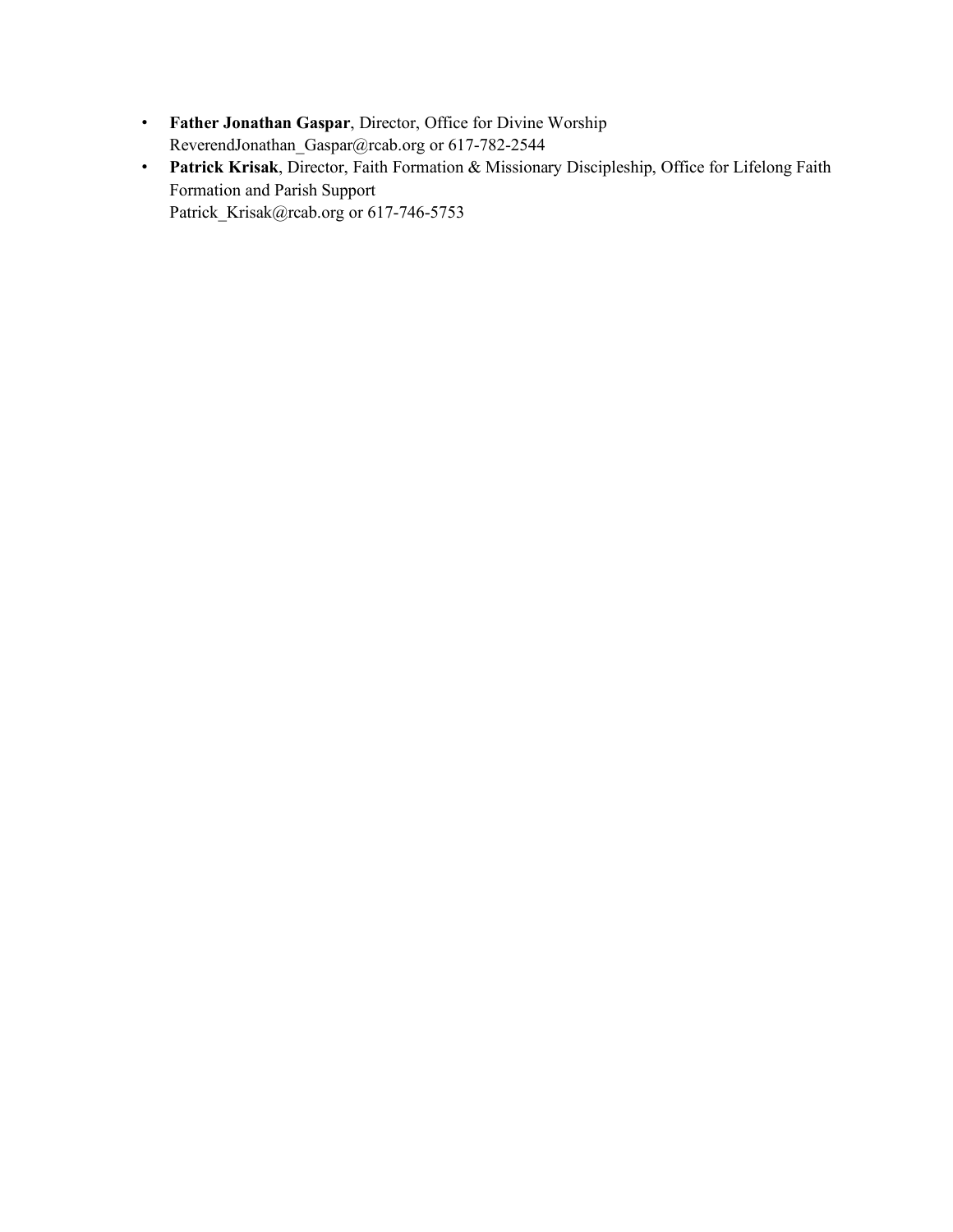- **Father Jonathan Gaspar**, Director, Office for Divine Worship
  ReverendJonathan_Gaspar@rcab.org or 617-782-2544
- **Patrick Krisak**, Director, Faith Formation & Missionary Discipleship, Office for Lifelong Faith Formation and Parish Support
  Patrick_Krisak@rcab.org or 617-746-5753